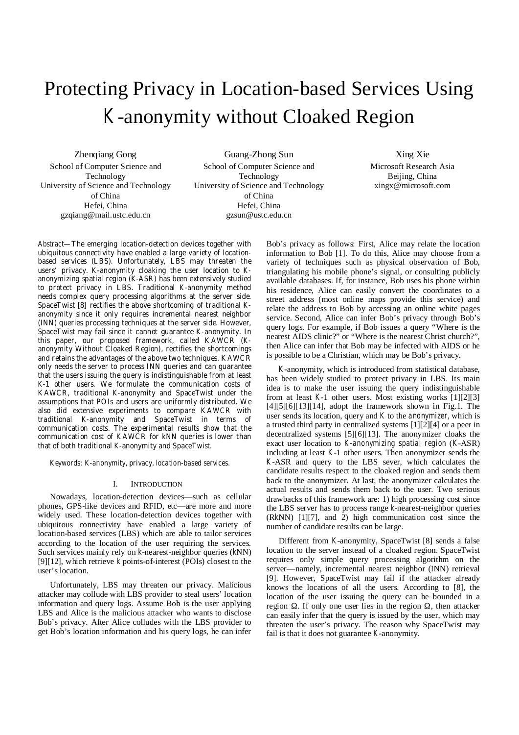# Protecting Privacy in Location-based Services Using K-anonymity without Cloaked Region

Zhenqiang Gong
School of Computer Science and Technology
University of Science and Technology of China
Hefei, China
gzqiang@mail.ustc.edu.cn

Guang-Zhong Sun
School of Computer Science and Technology
University of Science and Technology of China
Hefei, China
gzsun@ustc.edu.cn

Xing Xie
Microsoft Research Asia
Beijing, China
xingx@microsoft.com

*Abstract*—The emerging location-detection devices together with ubiquitous connectivity have enabled a large variety of location-based services (LBS). Unfortunately, LBS may threaten the users' privacy. K-anonymity cloaking the user location to K-anonymizing spatial region (K-ASR) has been extensively studied to protect privacy in LBS. Traditional K-anonymity method needs complex query processing algorithms at the server side. SpaceTwist [8] rectifies the above shortcoming of traditional K-anonymity since it only requires incremental nearest neighbor (INN) queries processing techniques at the server side. However, SpaceTwist may fail since it cannot guarantee K-anonymity. In this paper, our proposed framework, called KAWCR (K-anonymity Without Cloaked Region), rectifies the shortcomings and retains the advantages of the above two techniques. KAWCR only needs the server to process INN queries and can guarantee that the users issuing the query is indistinguishable from at least K-1 other users. We formulate the communication costs of KAWCR, traditional K-anonymity and SpaceTwist under the assumptions that POIs and users are uniformly distributed. We also did extensive experiments to compare KAWCR with traditional K-anonymity and SpaceTwist in terms of communication costs. The experimental results show that the communication cost of KAWCR for *k*NN queries is lower than that of both traditional K-anonymity and SpaceTwist.

*Keywords: K-anonymity, privacy, location-based services.*

## I. Introduction

Nowadays, location-detection devices—such as cellular phones, GPS-like devices and RFID, etc—are more and more widely used. These location-detection devices together with ubiquitous connectivity have enabled a large variety of location-based services (LBS) which are able to tailor services according to the location of the user requiring the services. Such services mainly rely on *k*-nearest-neighbor queries (*k*NN) [9][12], which retrieve *k* points-of-interest (POIs) closest to the user's location.

Unfortunately, LBS may threaten our privacy. Malicious attacker may collude with LBS provider to steal users' location information and query logs. Assume Bob is the user applying LBS and Alice is the malicious attacker who wants to disclose Bob's privacy. After Alice colludes with the LBS provider to get Bob's location information and his query logs, he can infer Bob's privacy as follows: First, Alice may relate the location information to Bob [1]. To do this, Alice may choose from a variety of techniques such as physical observation of Bob, triangulating his mobile phone's signal, or consulting publicly available databases. If, for instance, Bob uses his phone within his residence, Alice can easily convert the coordinates to a street address (most online maps provide this service) and relate the address to Bob by accessing an online white pages service. Second, Alice can infer Bob's privacy through Bob's query logs. For example, if Bob issues a query "Where is the nearest AIDS clinic?" or "Where is the nearest Christ church?", then Alice can infer that Bob may be infected with AIDS or he is possible to be a Christian, which may be Bob's privacy.

K-anonymity, which is introduced from statistical database, has been widely studied to protect privacy in LBS. Its main idea is to make the user issuing the query indistinguishable from at least K-1 other users. Most existing works [1][2][3][4][5][6][13][14], adopt the framework shown in Fig.1. The user sends its location, query and K to the *anonymizer*, which is a trusted third party in centralized systems [1][2][4] or a peer in decentralized systems [5][6][13]. The anonymizer cloaks the exact user location to *K-anonymizing spatial region* (K-ASR) including at least K-1 other users. Then anonymizer sends the K-ASR and query to the LBS sever, which calculates the candidate results respect to the cloaked region and sends them back to the anonymizer. At last, the anonymizer calculates the actual results and sends them back to the user. Two serious drawbacks of this framework are: 1) high processing cost since the LBS server has to process range *k*-nearest-neighbor queries (R*k*NN) [1][7], and 2) high communication cost since the number of candidate results can be large.

Different from K-anonymity, SpaceTwist [8] sends a false location to the server instead of a cloaked region. SpaceTwist requires only simple query processing algorithm on the server—namely, incremental nearest neighbor (INN) retrieval [9]. However, SpaceTwist may fail if the attacker already knows the locations of all the users. According to [8], the location of the user issuing the query can be bounded in a region Ω. If only one user lies in the region Ω, then attacker can easily infer that the query is issued by the user, which may threaten the user's privacy. The reason why SpaceTwist may fail is that it does not guarantee K-anonymity.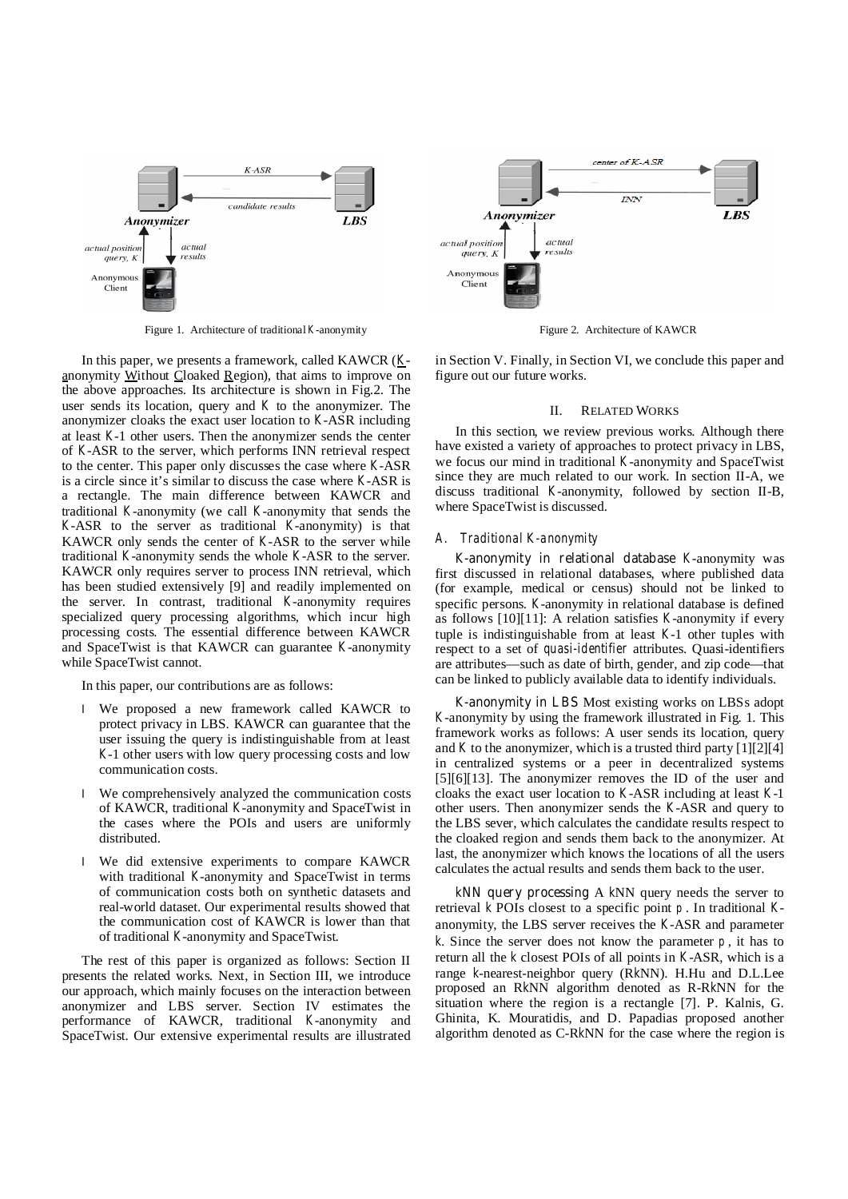Figure 1. Architecture of traditional K-anonymity

Figure 2. Architecture of KAWCR

In this paper, we presents a framework, called KAWCR (K-anonymity Without Cloaked Region), that aims to improve on the above approaches. Its architecture is shown in Fig.2. The user sends its location, query and K to the anonymizer. The anonymizer cloaks the exact user location to K-ASR including at least K-1 other users. Then the anonymizer sends the center of K-ASR to the server, which performs INN retrieval respect to the center. This paper only discusses the case where K-ASR is a circle since it's similar to discuss the case where K-ASR is a rectangle. The main difference between KAWCR and traditional K-anonymity (we call K-anonymity that sends the K-ASR to the server as traditional K-anonymity) is that KAWCR only sends the center of K-ASR to the server while traditional K-anonymity sends the whole K-ASR to the server. KAWCR only requires server to process INN retrieval, which has been studied extensively [9] and readily implemented on the server. In contrast, traditional K-anonymity requires specialized query processing algorithms, which incur high processing costs. The essential difference between KAWCR and SpaceTwist is that KAWCR can guarantee K-anonymity while SpaceTwist cannot.

In this paper, our contributions are as follows:

- We proposed a new framework called KAWCR to protect privacy in LBS. KAWCR can guarantee that the user issuing the query is indistinguishable from at least K-1 other users with low query processing costs and low communication costs.
- We comprehensively analyzed the communication costs of KAWCR, traditional K-anonymity and SpaceTwist in the cases where the POIs and users are uniformly distributed.
- We did extensive experiments to compare KAWCR with traditional K-anonymity and SpaceTwist in terms of communication costs both on synthetic datasets and real-world dataset. Our experimental results showed that the communication cost of KAWCR is lower than that of traditional K-anonymity and SpaceTwist.

The rest of this paper is organized as follows: Section II presents the related works. Next, in Section III, we introduce our approach, which mainly focuses on the interaction between anonymizer and LBS server. Section IV estimates the performance of KAWCR, traditional K-anonymity and SpaceTwist. Our extensive experimental results are illustrated in Section V. Finally, in Section VI, we conclude this paper and figure out our future works.

## II. RELATED WORKS

In this section, we review previous works. Although there have existed a variety of approaches to protect privacy in LBS, we focus our mind in traditional K-anonymity and SpaceTwist since they are much related to our work. In section II-A, we discuss traditional K-anonymity, followed by section II-B, where SpaceTwist is discussed.

### A. Traditional K-anonymity

*K-anonymity in relational database* K-anonymity was first discussed in relational databases, where published data (for example, medical or census) should not be linked to specific persons. K-anonymity in relational database is defined as follows [10][11]: A relation satisfies K-anonymity if every tuple is indistinguishable from at least K-1 other tuples with respect to a set of *quasi-identifier* attributes. Quasi-identifiers are attributes—such as date of birth, gender, and zip code—that can be linked to publicly available data to identify individuals.

*K-anonymity in LBS* Most existing works on LBSs adopt K-anonymity by using the framework illustrated in Fig. 1. This framework works as follows: A user sends its location, query and K to the anonymizer, which is a trusted third party [1][2][4] in centralized systems or a peer in decentralized systems [5][6][13]. The anonymizer removes the ID of the user and cloaks the exact user location to K-ASR including at least K-1 other users. Then anonymizer sends the K-ASR and query to the LBS sever, which calculates the candidate results respect to the cloaked region and sends them back to the anonymizer. At last, the anonymizer which knows the locations of all the users calculates the actual results and sends them back to the user.

*kNN query processing* A kNN query needs the server to retrieval k POIs closest to a specific point p. In traditional K-anonymity, the LBS server receives the K-ASR and parameter k. Since the server does not know the parameter p, it has to return all the k closest POIs of all points in K-ASR, which is a range k-nearest-neighbor query (RkNN). H.Hu and D.L.Lee proposed an RkNN algorithm denoted as R-RkNN for the situation where the region is a rectangle [7]. P. Kalnis, G. Ghinita, K. Mouratidis, and D. Papadias proposed another algorithm denoted as C-RkNN for the case where the region is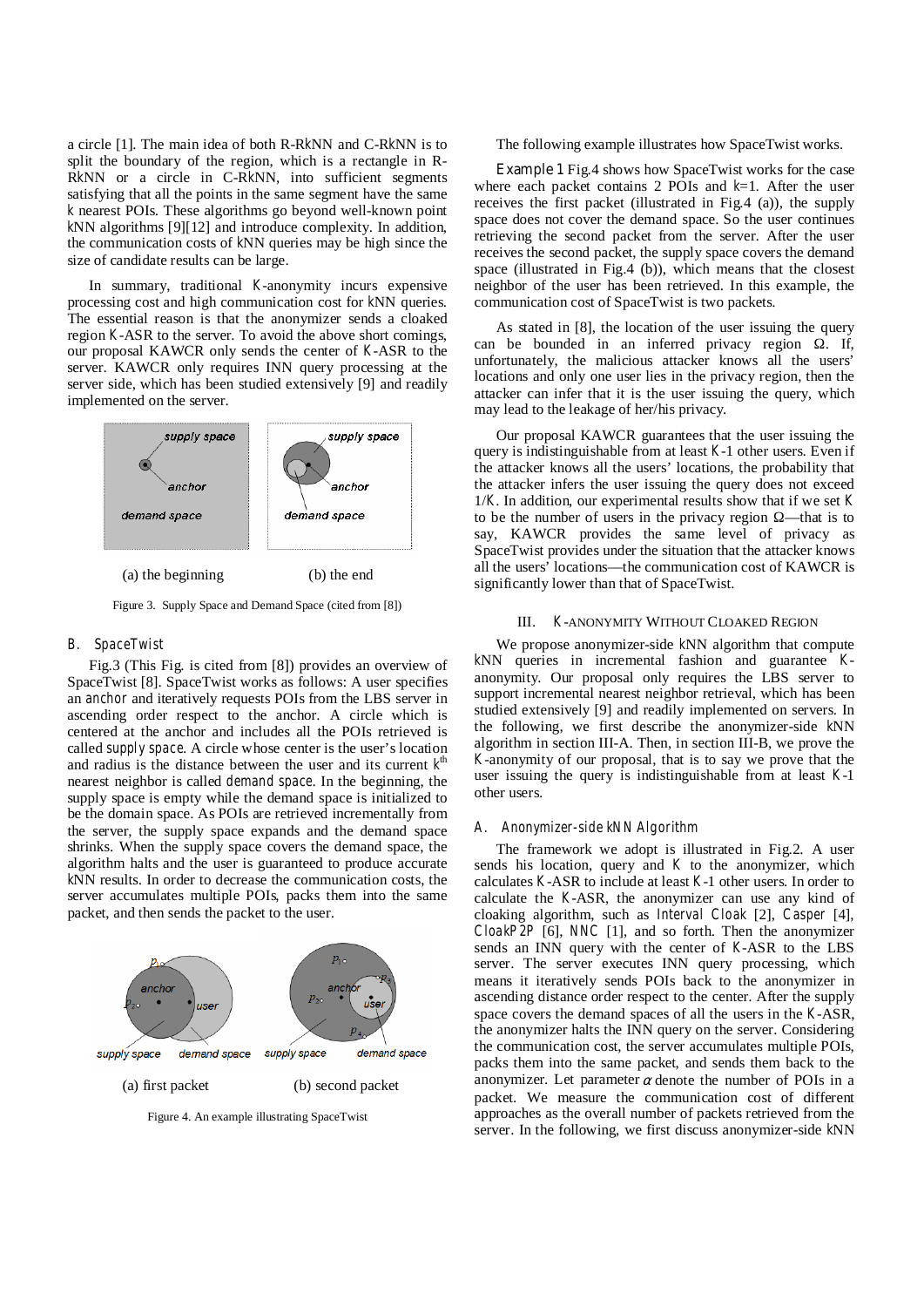a circle [1]. The main idea of both R-RkNN and C-RkNN is to split the boundary of the region, which is a rectangle in R-RkNN or a circle in C-RkNN, into sufficient segments satisfying that all the points in the same segment have the same k nearest POIs. These algorithms go beyond well-known point kNN algorithms [9][12] and introduce complexity. In addition, the communication costs of kNN queries may be high since the size of candidate results can be large.

In summary, traditional K-anonymity incurs expensive processing cost and high communication cost for kNN queries. The essential reason is that the anonymizer sends a cloaked region K-ASR to the server. To avoid the above short comings, our proposal KAWCR only sends the center of K-ASR to the server. KAWCR only requires INN query processing at the server side, which has been studied extensively [9] and readily implemented on the server.

(a) the beginning (b) the end

Figure 3. Supply Space and Demand Space (cited from [8])

### B. SpaceTwist

Fig.3 (This Fig. is cited from [8]) provides an overview of SpaceTwist [8]. SpaceTwist works as follows: A user specifies an *anchor* and iteratively requests POIs from the LBS server in ascending order respect to the anchor. A circle which is centered at the anchor and includes all the POIs retrieved is called *supply space*. A circle whose center is the user's location and radius is the distance between the user and its current $k^{th}$ nearest neighbor is called *demand space*. In the beginning, the supply space is empty while the demand space is initialized to be the domain space. As POIs are retrieved incrementally from the server, the supply space expands and the demand space shrinks. When the supply space covers the demand space, the algorithm halts and the user is guaranteed to produce accurate kNN results. In order to decrease the communication costs, the server accumulates multiple POIs, packs them into the same packet, and then sends the packet to the user.

(a) first packet (b) second packet

Figure 4. An example illustrating SpaceTwist

The following example illustrates how SpaceTwist works.

**Example 1** Fig.4 shows how SpaceTwist works for the case where each packet contains 2 POIs and k=1. After the user receives the first packet (illustrated in Fig.4 (a)), the supply space does not cover the demand space. So the user continues retrieving the second packet from the server. After the user receives the second packet, the supply space covers the demand space (illustrated in Fig.4 (b)), which means that the closest neighbor of the user has been retrieved. In this example, the communication cost of SpaceTwist is two packets.

As stated in [8], the location of the user issuing the query can be bounded in an inferred privacy region Ω. If, unfortunately, the malicious attacker knows all the users' locations and only one user lies in the privacy region, then the attacker can infer that it is the user issuing the query, which may lead to the leakage of her/his privacy.

Our proposal KAWCR guarantees that the user issuing the query is indistinguishable from at least K-1 other users. Even if the attacker knows all the users' locations, the probability that the attacker infers the user issuing the query does not exceed 1/K. In addition, our experimental results show that if we set K to be the number of users in the privacy region Ω—that is to say, KAWCR provides the same level of privacy as SpaceTwist provides under the situation that the attacker knows all the users' locations—the communication cost of KAWCR is significantly lower than that of SpaceTwist.

## III. K-ANONYMITY WITHOUT CLOAKED REGION

We propose anonymizer-side kNN algorithm that compute kNN queries in incremental fashion and guarantee K-anonymity. Our proposal only requires the LBS server to support incremental nearest neighbor retrieval, which has been studied extensively [9] and readily implemented on servers. In the following, we first describe the anonymizer-side kNN algorithm in section III-A. Then, in section III-B, we prove the K-anonymity of our proposal, that is to say we prove that the user issuing the query is indistinguishable from at least K-1 other users.

### A. Anonymizer-side kNN Algorithm

The framework we adopt is illustrated in Fig.2. A user sends his location, query and K to the anonymizer, which calculates K-ASR to include at least K-1 other users. In order to calculate the K-ASR, the anonymizer can use any kind of cloaking algorithm, such as *Interval Cloak* [2], *Casper* [4], *CloakP2P* [6], *NNC* [1], and so forth. Then the anonymizer sends an INN query with the center of K-ASR to the LBS server. The server executes INN query processing, which means it iteratively sends POIs back to the anonymizer in ascending distance order respect to the center. After the supply space covers the demand spaces of all the users in the K-ASR, the anonymizer halts the INN query on the server. Considering the communication cost, the server accumulates multiple POIs, packs them into the same packet, and sends them back to the anonymizer. Let parameter $\alpha$ denote the number of POIs in a packet. We measure the communication cost of different approaches as the overall number of packets retrieved from the server. In the following, we first discuss anonymizer-side kNN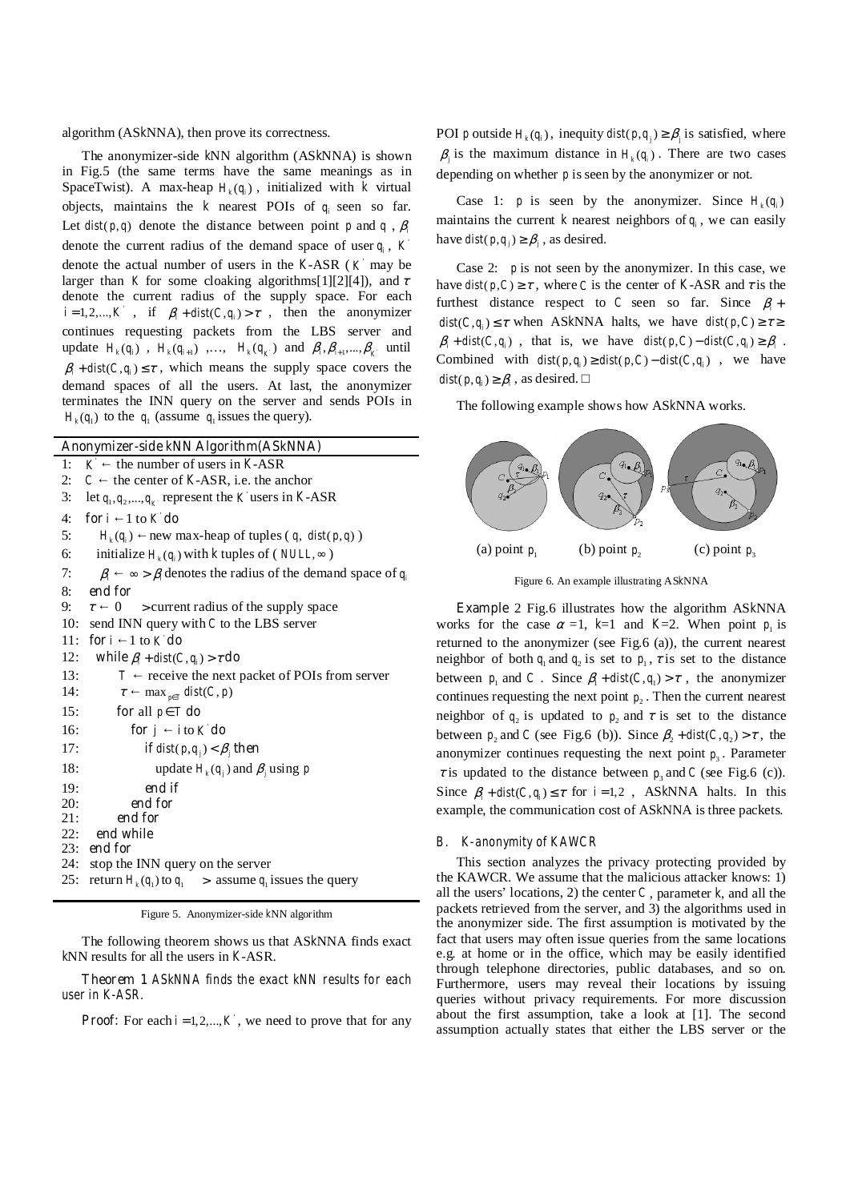algorithm (ASkNNA), then prove its correctness.

The anonymizer-side kNN algorithm (ASkNNA) is shown in Fig.5 (the same terms have the same meanings as in SpaceTwist). A max-heap $H_k(q_i)$, initialized with $k$ virtual objects, maintains the $k$ nearest POIs of $q_i$ seen so far. Let $dist(p,q)$ denote the distance between point $p$ and $q$, $\beta_i$ denote the current radius of the demand space of user $q_i$, $K'$ denote the actual number of users in the $K$-ASR ($K'$ may be larger than $K$ for some cloaking algorithms[1][2][4]), and $\tau$ denote the current radius of the supply space. For each $i = 1,2,...,K'$, if $\beta_i + dist(C,q_i) > \tau$, then the anonymizer continues requesting packets from the LBS server and update $H_k(q_i)$, $H_k(q_{i+1})$, ..., $H_k(q_{K'})$ and $\beta_i, \beta_{i+1},...,\beta_{K'}$ until $\beta_i + dist(C,q_i) \le \tau$, which means the supply space covers the demand spaces of all the users. At last, the anonymizer terminates the INN query on the server and sends POIs in $H_k(q_1)$ to the $q_1$ (assume $q_1$ issues the query).

```
Anonymizer-side kNN Algorithm (ASkNNA)
1:  K' ← the number of users in K-ASR
2:  C ← the center of K-ASR, i.e. the anchor
3:  let q_1, q_2, ..., q_K' represent the K' users in K-ASR
4:  for i ← 1 to K' do
5:     H_k(q_i) ← new max-heap of tuples ( q, dist(p,q) )
6:     initialize H_k(q_i) with k tuples of ( NULL, ∞ )
7:     β_i ← ∞  ▷ β_i denotes the radius of the demand space of q_i
8:  end for
9:  τ ← 0     ▷ current radius of the supply space
10: send INN query with C to the LBS server
11: for i ← 1 to K' do
12:    while β_i + dist(C, q_i) > τ do
13:       T ← receive the next packet of POIs from server
14:       τ ← max_{p∈T} dist(C, p)
15:       for all p ∈ T do
16:          for j ← i to K' do
17:             if dist(p, q_j) < β_j then
18:                update H_k(q_j) and β_j using p
19:             end if
20:          end for
21:       end for
22:    end while
23: end for
24: stop the INN query on the server
25: return H_k(q_1) to q_1   ▷ assume q_1 issues the query
```

Figure 5. Anonymizer-side kNN algorithm

The following theorem shows us that ASkNNA finds exact kNN results for all the users in K-ASR.

*Theorem 1 ASkNNA finds the exact kNN results for each user in K-ASR.*

*Proof*: For each $i = 1,2,...,K'$, we need to prove that for any POI $p$ outside $H_k(q_i)$, inequity $dist(p,q_j) \ge \beta_j$ is satisfied, where $\beta_j$ is the maximum distance in $H_k(q_i)$. There are two cases depending on whether $p$ is seen by the anonymizer or not.

Case 1: $p$ is seen by the anonymizer. Since $H_k(q_i)$ maintains the current $k$ nearest neighbors of $q_i$, we can easily have $dist(p,q_j) \ge \beta_j$, as desired.

Case 2: $p$ is not seen by the anonymizer. In this case, we have $dist(p,C) \ge \tau$, where $C$ is the center of $K$-ASR and $\tau$ is the furthest distance respect to $C$ seen so far. Since $\beta_i + dist(C,q_i) \le \tau$ when ASkNNA halts, we have $dist(p,C) \ge \tau \ge \beta_i + dist(C,q_i)$, that is, we have $dist(p,C) - dist(C,q_i) \ge \beta_i$. Combined with $dist(p,q_i) \ge dist(p,C) - dist(C,q_i)$, we have $dist(p,q_i) \ge \beta_i$, as desired. □

The following example shows how ASkNNA works.

(a) point $p_1$ (b) point $p_2$ (c) point $p_3$

Figure 6. An example illustrating ASkNNA

*Example 2* Fig.6 illustrates how the algorithm ASkNNA works for the case $\alpha$ =1, $k$=1 and $K$=2. When point $p_1$ is returned to the anonymizer (see Fig.6 (a)), the current nearest neighbor of both $q_1$ and $q_2$ is set to $p_1$, $\tau$ is set to the distance between $p_1$ and $C$. Since $\beta_1 + dist(C,q_1) > \tau$, the anonymizer continues requesting the next point $p_2$. Then the current nearest neighbor of $q_2$ is updated to $p_2$ and $\tau$ is set to the distance between $p_2$ and $C$ (see Fig.6 (b)). Since $\beta_2 + dist(C,q_2) > \tau$, the anonymizer continues requesting the next point $p_3$. Parameter $\tau$ is updated to the distance between $p_3$ and $C$ (see Fig.6 (c)). Since $\beta_i + dist(C,q_i) \le \tau$ for $i = 1,2$, ASkNNA halts. In this example, the communication cost of ASkNNA is three packets.

### B. K-anonymity of KAWCR

This section analyzes the privacy protecting provided by the KAWCR. We assume that the malicious attacker knows: 1) all the users' locations, 2) the center $C$, parameter $k$, and all the packets retrieved from the server, and 3) the algorithms used in the anonymizer side. The first assumption is motivated by the fact that users may often issue queries from the same locations e.g. at home or in the office, which may be easily identified through telephone directories, public databases, and so on. Furthermore, users may reveal their locations by issuing queries without privacy requirements. For more discussion about the first assumption, take a look at [1]. The second assumption actually states that either the LBS server or the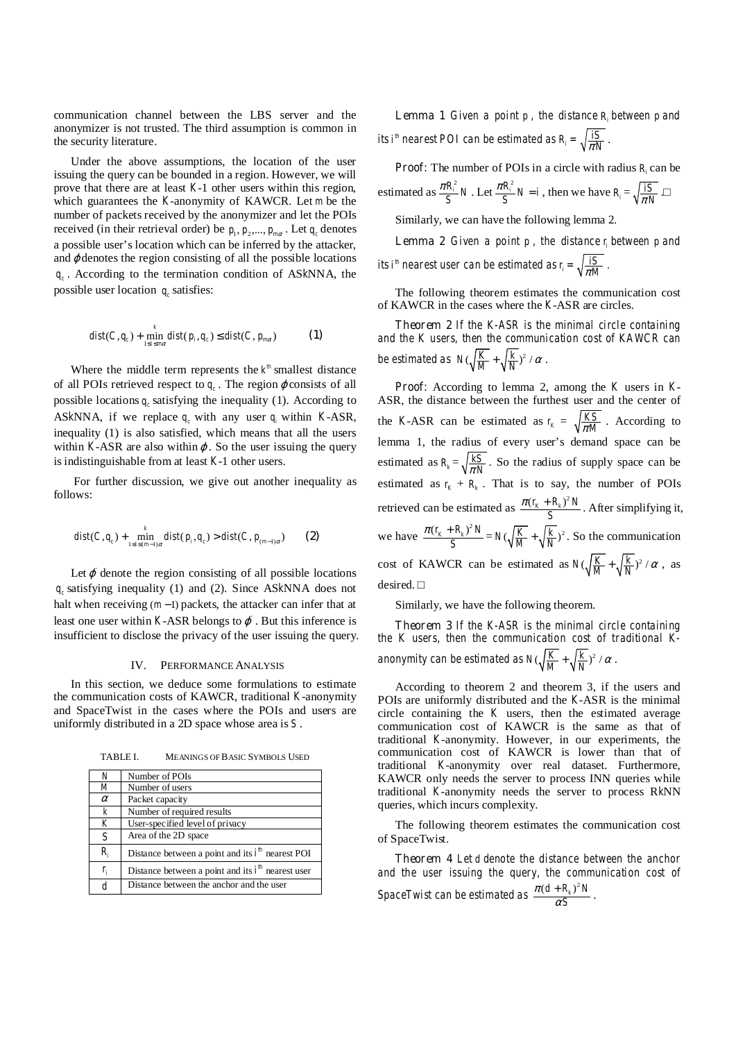communication channel between the LBS server and the anonymizer is not trusted. The third assumption is common in the security literature.

Under the above assumptions, the location of the user issuing the query can be bounded in a region. However, we will prove that there are at least $K$-1 other users within this region, which guarantees the $K$-anonymity of KAWCR. Let $m$ be the number of packets received by the anonymizer and let the POIs received (in their retrieval order) be $p_1, p_2, ..., p_{m\alpha}$. Let $q_c$ denotes a possible user's location which can be inferred by the attacker, and $\varphi$ denotes the region consisting of all the possible locations $q_c$. According to the termination condition of ASkNNA, the possible user location $q_c$ satisfies:

$$dist(C, q_c) + \min_{1 \le i \le m\alpha}^{k} dist(p_i, q_c) \le dist(C, p_{m\alpha}) \qquad (1)$$

Where the middle term represents the $k^{th}$ smallest distance of all POIs retrieved respect to $q_c$. The region $\varphi$ consists of all possible locations $q_c$ satisfying the inequality (1). According to ASkNNA, if we replace $q_c$ with any user $q_i$ within $K$-ASR, inequality (1) is also satisfied, which means that all the users within $K$-ASR are also within $\varphi$. So the user issuing the query is indistinguishable from at least $K$-1 other users.

For further discussion, we give out another inequality as follows:

$$dist(C, q_c) + \min_{1 \le i \le (m-1)\alpha}^{k} dist(p_i, q_c) > dist(C, p_{(m-1)\alpha}) \qquad (2)$$

Let $\varphi'$ denote the region consisting of all possible locations $q_c$ satisfying inequality (1) and (2). Since ASkNNA does not halt when receiving $(m-1)$ packets, the attacker can infer that at least one user within $K$-ASR belongs to $\varphi'$. But this inference is insufficient to disclose the privacy of the user issuing the query.

## IV. Performance Analysis

In this section, we deduce some formulations to estimate the communication costs of KAWCR, traditional $K$-anonymity and SpaceTwist in the cases where the POIs and users are uniformly distributed in a 2D space whose area is $S$.

TABLE I. Meanings of Basic Symbols Used

| Symbol | Meaning |
|---|---|
| $N$ | Number of POIs |
| $M$ | Number of users |
| $\alpha$ | Packet capacity |
| $k$ | Number of required results |
| $K$ | User-specified level of privacy |
| $S$ | Area of the 2D space |
| $R_i$ | Distance between a point and its $i^{th}$ nearest POI |
| $r_i$ | Distance between a point and its $i^{th}$ nearest user |
| $d$ | Distance between the anchor and the user |

*Lemma 1* *Given a point $p$, the distance $R_i$ between $p$ and its $i^{th}$ nearest POI can be estimated as $R_i = \sqrt{\frac{iS}{\pi N}}$.*

*Proof*: The number of POIs in a circle with radius $R_i$ can be estimated as $\frac{\pi R_i^2}{S}N$. Let $\frac{\pi R_i^2}{S}N = i$, then we have $R_i = \sqrt{\frac{iS}{\pi N}}$. □

Similarly, we can have the following lemma 2.

*Lemma 2* *Given a point $p$, the distance $r_i$ between $p$ and its $i^{th}$ nearest user can be estimated as $r_i = \sqrt{\frac{iS}{\pi M}}$.*

The following theorem estimates the communication cost of KAWCR in the cases where the $K$-ASR are circles.

*Theorem 2* *If the $K$-ASR is the minimal circle containing and the $K$ users, then the communication cost of KAWCR can be estimated as $N(\sqrt{\frac{K}{M}} + \sqrt{\frac{k}{N}})^2 / \alpha$.*

*Proof*: According to lemma 2, among the $K$ users in $K$-ASR, the distance between the furthest user and the center of the $K$-ASR can be estimated as $r_K = \sqrt{\frac{KS}{\pi M}}$. According to lemma 1, the radius of every user's demand space can be estimated as $R_k = \sqrt{\frac{kS}{\pi N}}$. So the radius of supply space can be estimated as $r_K + R_k$. That is to say, the number of POIs retrieved can be estimated as $\frac{\pi (r_K + R_k)^2 N}{S}$. After simplifying it, we have $\frac{\pi (r_K + R_k)^2 N}{S} = N(\sqrt{\frac{K}{M}} + \sqrt{\frac{k}{N}})^2$. So the communication cost of KAWCR can be estimated as $N(\sqrt{\frac{K}{M}} + \sqrt{\frac{k}{N}})^2 / \alpha$, as desired. □

Similarly, we have the following theorem.

*Theorem 3* *If the $K$-ASR is the minimal circle containing the $K$ users, then the communication cost of traditional $K$-anonymity can be estimated as $N(\sqrt{\frac{K}{M}} + \sqrt{\frac{k}{N}})^2 / \alpha$.*

According to theorem 2 and theorem 3, if the users and POIs are uniformly distributed and the $K$-ASR is the minimal circle containing the $K$ users, then the estimated average communication cost of KAWCR is the same as that of traditional $K$-anonymity. However, in our experiments, the communication cost of KAWCR is lower than that of traditional $K$-anonymity over real dataset. Furthermore, KAWCR only needs the server to process INN queries while traditional $K$-anonymity needs the server to process RkNN queries, which incurs complexity.

The following theorem estimates the communication cost of SpaceTwist.

*Theorem 4* *Let $d$ denote the distance between the anchor and the user issuing the query, the communication cost of SpaceTwist can be estimated as $\frac{\pi (d + R_k)^2 N}{\alpha S}$.*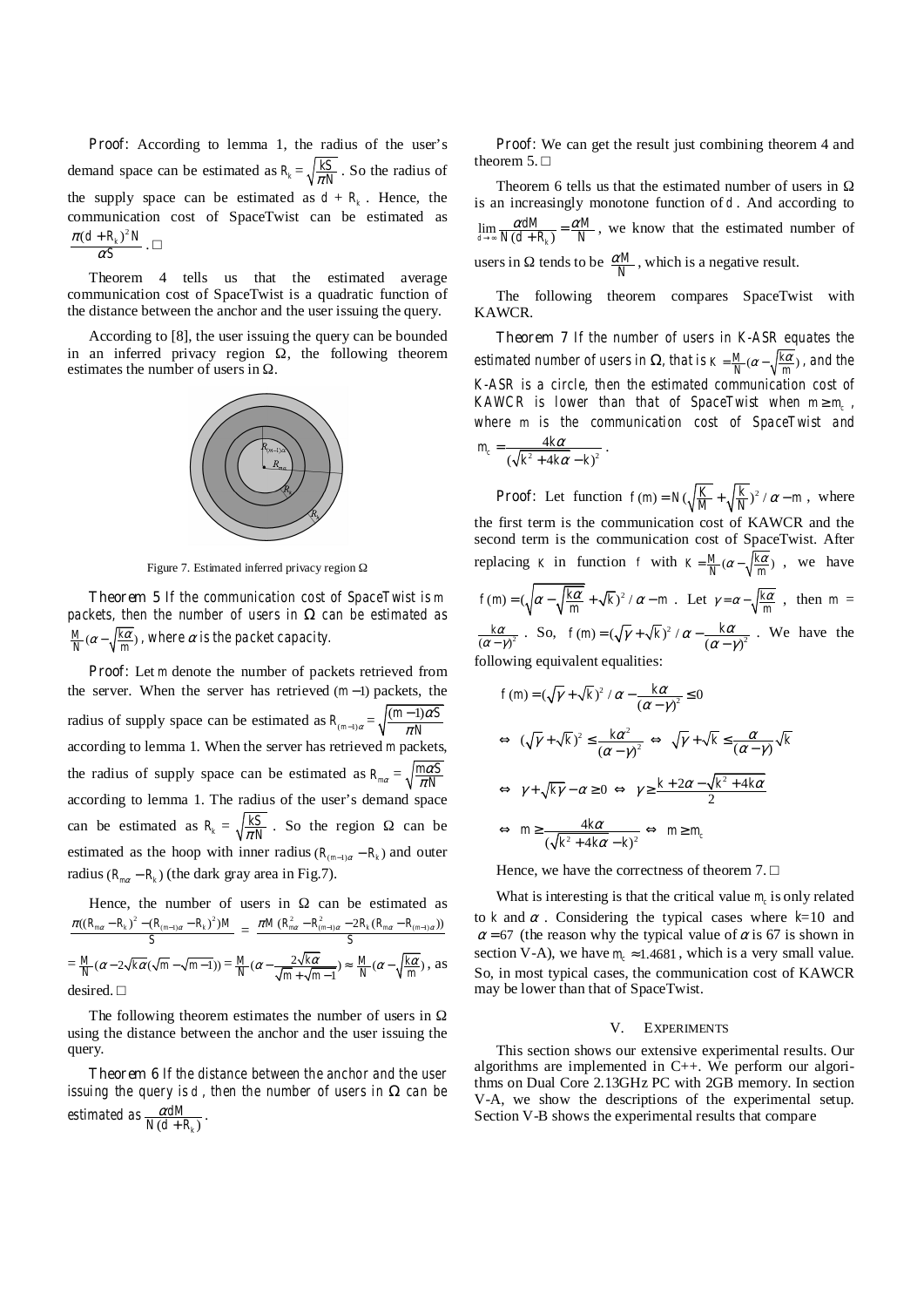*Proof*: According to lemma 1, the radius of the user's demand space can be estimated as $R_k = \sqrt{\frac{kS}{\pi N}}$. So the radius of the supply space can be estimated as $d + R_k$. Hence, the communication cost of SpaceTwist can be estimated as $\frac{\pi (d+R_k)^2 N}{\alpha S}$. □

Theorem 4 tells us that the estimated average communication cost of SpaceTwist is a quadratic function of the distance between the anchor and the user issuing the query.

According to [8], the user issuing the query can be bounded in an inferred privacy region Ω, the following theorem estimates the number of users in Ω.

Figure 7. Estimated inferred privacy region Ω

*Theorem 5 If the communication cost of SpaceTwist is $m$ packets, then the number of users in Ω can be estimated as $\frac{M}{N}(\alpha - \sqrt{\frac{k\alpha}{m}})$, where $\alpha$ is the packet capacity.*

*Proof*: Let $m$ denote the number of packets retrieved from the server. When the server has retrieved $(m-1)$ packets, the radius of supply space can be estimated as $R_{(m-1)\alpha} = \sqrt{\frac{(m-1)\alpha S}{\pi N}}$ according to lemma 1. When the server has retrieved $m$ packets, the radius of supply space can be estimated as $R_{m\alpha} = \sqrt{\frac{m\alpha S}{\pi N}}$ according to lemma 1. The radius of the user's demand space can be estimated as $R_k = \sqrt{\frac{kS}{\pi N}}$. So the region Ω can be estimated as the hoop with inner radius $(R_{(m-1)\alpha} - R_k)$ and outer radius $(R_{m\alpha} - R_k)$ (the dark gray area in Fig.7).

Hence, the number of users in Ω can be estimated as $\frac{\pi((R_{m\alpha} - R_k)^2 - (R_{(m-1)\alpha} - R_k)^2)M}{S} = \frac{\pi M (R_{m\alpha}^2 - R_{(m-1)\alpha}^2 - 2R_k(R_{m\alpha} - R_{(m-1)\alpha}))}{S}$ $= \frac{M}{N}(\alpha - 2\sqrt{k\alpha}(\sqrt{m} - \sqrt{m-1})) = \frac{M}{N}(\alpha - \frac{2\sqrt{k\alpha}}{\sqrt{m}+\sqrt{m-1}}) \approx \frac{M}{N}(\alpha - \sqrt{\frac{k\alpha}{m}})$, as desired. □

The following theorem estimates the number of users in Ω using the distance between the anchor and the user issuing the query.

*Theorem 6 If the distance between the anchor and the user issuing the query is $d$, then the number of users in Ω can be estimated as $\frac{\alpha d M}{N(d+R_k)}$.*

*Proof*: We can get the result just combining theorem 4 and theorem 5. □

Theorem 6 tells us that the estimated number of users in Ω is an increasingly monotone function of $d$. And according to $\lim_{d \to \infty} \frac{\alpha d M}{N(d+R_k)} = \frac{\alpha M}{N}$, we know that the estimated number of users in Ω tends to be $\frac{\alpha M}{N}$, which is a negative result.

The following theorem compares SpaceTwist with KAWCR.

*Theorem 7 If the number of users in K-ASR equates the estimated number of users in Ω, that is $K = \frac{M}{N}(\alpha - \sqrt{\frac{k\alpha}{m}})$, and the K-ASR is a circle, then the estimated communication cost of KAWCR is lower than that of SpaceTwist when $m \geq m_c$, where $m$ is the communication cost of SpaceTwist and $m_c = \frac{4k\alpha}{(\sqrt{k^2+4k\alpha} - k)^2}$.*

*Proof*: Let function $f(m) = N(\sqrt{\frac{K}{M}} + \sqrt{\frac{k}{N}})^2 / \alpha - m$, where the first term is the communication cost of KAWCR and the second term is the communication cost of SpaceTwist. After replacing $K$ in function $f$ with $K = \frac{M}{N}(\alpha - \sqrt{\frac{k\alpha}{m}})$, we have $f(m) = (\sqrt{\alpha - \sqrt{\frac{k\alpha}{m}}} + \sqrt{k})^2 / \alpha - m$. Let $\gamma = \alpha - \sqrt{\frac{k\alpha}{m}}$, then $m = \frac{k\alpha}{(\alpha-\gamma)^2}$. So, $f(m) = (\sqrt{\gamma} + \sqrt{k})^2 / \alpha - \frac{k\alpha}{(\alpha-\gamma)^2}$. We have the following equivalent equalities:

$$f(m) = (\sqrt{\gamma} + \sqrt{k})^2 / \alpha - \frac{k\alpha}{(\alpha-\gamma)^2} \leq 0$$

$$\Leftrightarrow \ (\sqrt{\gamma} + \sqrt{k})^2 \leq \frac{k\alpha^2}{(\alpha-\gamma)^2} \ \Leftrightarrow \ \sqrt{\gamma} + \sqrt{k} \leq \frac{\alpha}{(\alpha-\gamma)}\sqrt{k}$$

$$\Leftrightarrow \ \gamma + \sqrt{k\gamma} - \alpha \geq 0 \ \Leftrightarrow \ \gamma \geq \frac{k + 2\alpha - \sqrt{k^2+4k\alpha}}{2}$$

$$\Leftrightarrow \ m \geq \frac{4k\alpha}{(\sqrt{k^2+4k\alpha} - k)^2} \ \Leftrightarrow \ m \geq m_c$$

Hence, we have the correctness of theorem 7. □

What is interesting is that the critical value $m_c$ is only related to $k$ and $\alpha$. Considering the typical cases where $k$=10 and $\alpha$=67 (the reason why the typical value of $\alpha$ is 67 is shown in section V-A), we have $m_c \approx 1.4681$, which is a very small value. So, in most typical cases, the communication cost of KAWCR may be lower than that of SpaceTwist.

## V. EXPERIMENTS

This section shows our extensive experimental results. Our algorithms are implemented in C++. We perform our algorithms on Dual Core 2.13GHz PC with 2GB memory. In section V-A, we show the descriptions of the experimental setup. Section V-B shows the experimental results that compare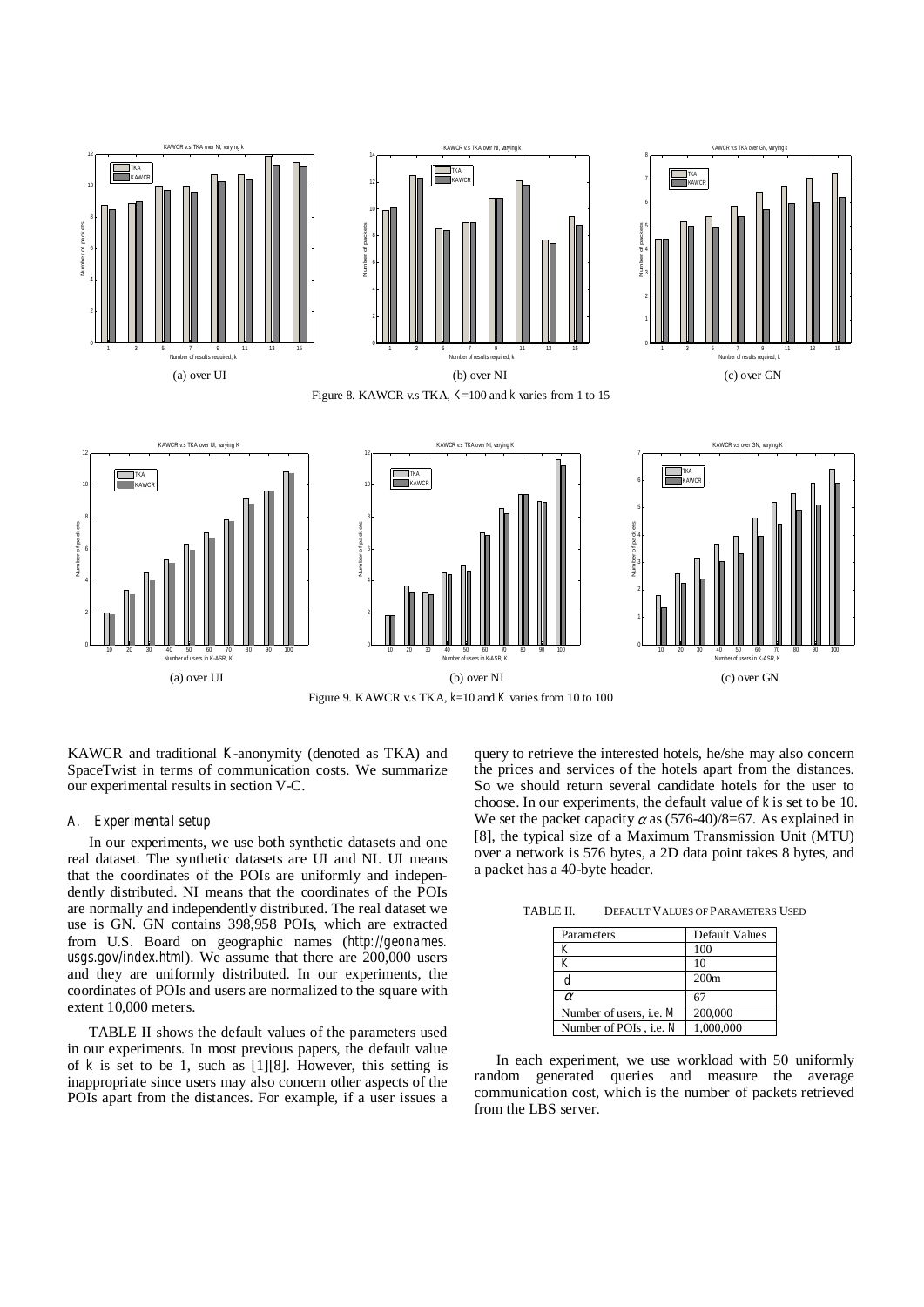(a) over UI

(b) over NI

(c) over GN

Figure 8. KAWCR v.s TKA, $K$=100 and $k$ varies from 1 to 15

(a) over UI

(b) over NI

(c) over GN

Figure 9. KAWCR v.s TKA, $k$=10 and $K$ varies from 10 to 100

KAWCR and traditional $K$-anonymity (denoted as TKA) and SpaceTwist in terms of communication costs. We summarize our experimental results in section V-C.

### A. Experimental setup

In our experiments, we use both synthetic datasets and one real dataset. The synthetic datasets are UI and NI. UI means that the coordinates of the POIs are uniformly and independently distributed. NI means that the coordinates of the POIs are normally and independently distributed. The real dataset we use is GN. GN contains 398,958 POIs, which are extracted from U.S. Board on geographic names (*http://geonames.usgs.gov/index.html*). We assume that there are 200,000 users and they are uniformly distributed. In our experiments, the coordinates of POIs and users are normalized to the square with extent 10,000 meters.

TABLE II shows the default values of the parameters used in our experiments. In most previous papers, the default value of $k$ is set to be 1, such as [1][8]. However, this setting is inappropriate since users may also concern other aspects of the POIs apart from the distances. For example, if a user issues a query to retrieve the interested hotels, he/she may also concern the prices and services of the hotels apart from the distances. So we should return several candidate hotels for the user to choose. In our experiments, the default value of $k$ is set to be 10. We set the packet capacity $\alpha$ as (576-40)/8=67. As explained in [8], the typical size of a Maximum Transmission Unit (MTU) over a network is 576 bytes, a 2D data point takes 8 bytes, and a packet has a 40-byte header.

TABLE II. DEFAULT VALUES OF PARAMETERS USED

| Parameters | Default Values |
|---|---|
| $K$ | 100 |
| $k$ | 10 |
| $d$ | 200m |
| $\alpha$ | 67 |
| Number of users, i.e. $M$ | 200,000 |
| Number of POIs , i.e. $N$ | 1,000,000 |

In each experiment, we use workload with 50 uniformly random generated queries and measure the average communication cost, which is the number of packets retrieved from the LBS server.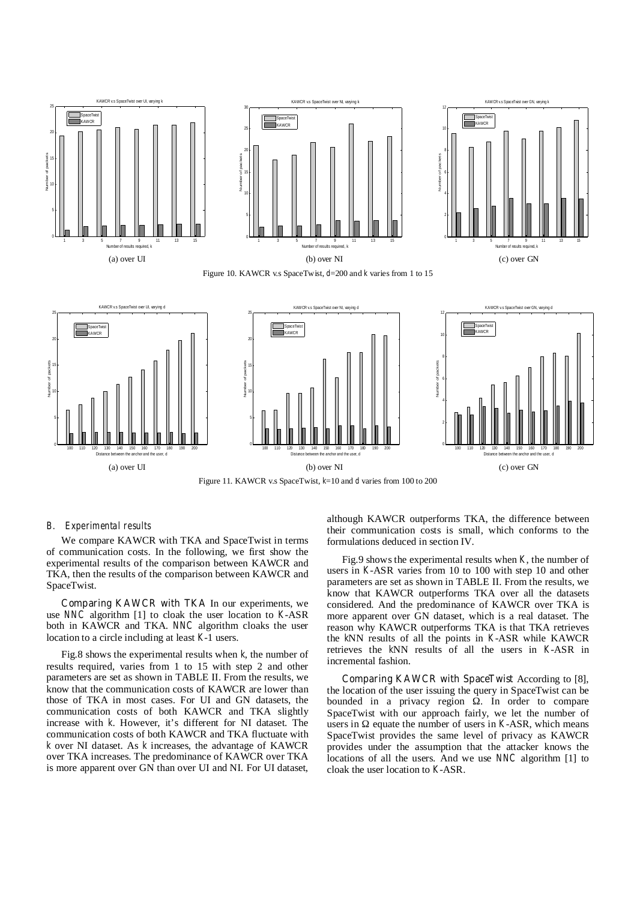(a) over UI

(b) over NI

(c) over GN

Figure 10. KAWCR v.s SpaceTwist, $d$=200 and $k$ varies from 1 to 15

(a) over UI

(b) over NI

(c) over GN

Figure 11. KAWCR v.s SpaceTwist, $k$=10 and $d$ varies from 100 to 200

### B. *Experimental results*

We compare KAWCR with TKA and SpaceTwist in terms of communication costs. In the following, we first show the experimental results of the comparison between KAWCR and TKA, then the results of the comparison between KAWCR and SpaceTwist.

*Comparing KAWCR with TKA* In our experiments, we use *NNC* algorithm [1] to cloak the user location to $K$-ASR both in KAWCR and TKA. *NNC* algorithm cloaks the user location to a circle including at least $K$-1 users.

Fig.8 shows the experimental results when $k$, the number of results required, varies from 1 to 15 with step 2 and other parameters are set as shown in TABLE II. From the results, we know that the communication costs of KAWCR are lower than those of TKA in most cases. For UI and GN datasets, the communication costs of both KAWCR and TKA slightly increase with $k$. However, it's different for NI dataset. The communication costs of both KAWCR and TKA fluctuate with $k$ over NI dataset. As $k$ increases, the advantage of KAWCR over TKA increases. The predominance of KAWCR over TKA is more apparent over GN than over UI and NI. For UI dataset, although KAWCR outperforms TKA, the difference between their communication costs is small, which conforms to the formulations deduced in section IV.

Fig.9 shows the experimental results when $K$, the number of users in $K$-ASR varies from 10 to 100 with step 10 and other parameters are set as shown in TABLE II. From the results, we know that KAWCR outperforms TKA over all the datasets considered. And the predominance of KAWCR over TKA is more apparent over GN dataset, which is a real dataset. The reason why KAWCR outperforms TKA is that TKA retrieves the $k$NN results of all the points in $K$-ASR while KAWCR retrieves the $k$NN results of all the users in $K$-ASR in incremental fashion.

*Comparing KAWCR with SpaceTwist* According to [8], the location of the user issuing the query in SpaceTwist can be bounded in a privacy region Ω. In order to compare SpaceTwist with our approach fairly, we let the number of users in Ω equate the number of users in $K$-ASR, which means SpaceTwist provides the same level of privacy as KAWCR provides under the assumption that the attacker knows the locations of all the users. And we use *NNC* algorithm [1] to cloak the user location to $K$-ASR.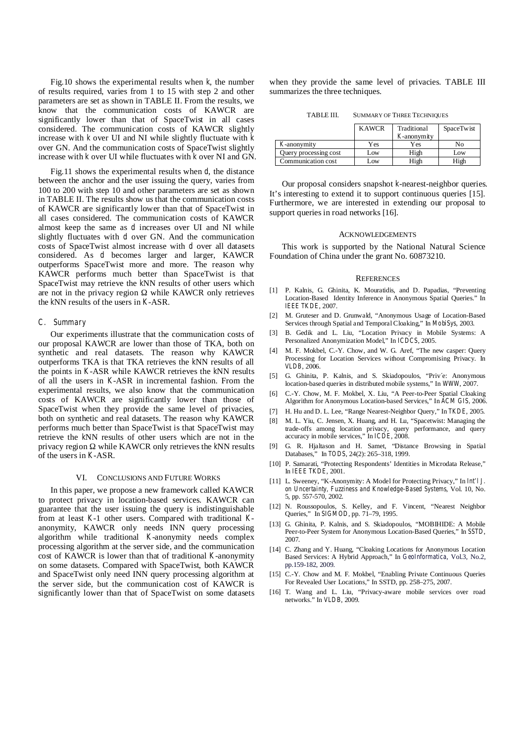Fig.10 shows the experimental results when $k$, the number of results required, varies from 1 to 15 with step 2 and other parameters are set as shown in TABLE II. From the results, we know that the communication costs of KAWCR are significantly lower than that of SpaceTwist in all cases considered. The communication costs of KAWCR slightly increase with $k$ over UI and NI while slightly fluctuate with $k$ over GN. And the communication costs of SpaceTwist slightly increase with $k$ over UI while fluctuates with $k$ over NI and GN.

Fig.11 shows the experimental results when $d$, the distance between the anchor and the user issuing the query, varies from 100 to 200 with step 10 and other parameters are set as shown in TABLE II. The results show us that the communication costs of KAWCR are significantly lower than that of SpaceTwist in all cases considered. The communication costs of KAWCR almost keep the same as $d$ increases over UI and NI while slightly fluctuates with $d$ over GN. And the communication costs of SpaceTwist almost increase with $d$ over all datasets considered. As $d$ becomes larger and larger, KAWCR outperforms SpaceTwist more and more. The reason why KAWCR performs much better than SpaceTwist is that SpaceTwist may retrieve the $k$NN results of other users which are not in the privacy region $\Omega$ while KAWCR only retrieves the $k$NN results of the users in $K$-ASR.

### *C. Summary*

Our experiments illustrate that the communication costs of our proposal KAWCR are lower than those of TKA, both on synthetic and real datasets. The reason why KAWCR outperforms TKA is that TKA retrieves the $k$NN results of all the points in $K$-ASR while KAWCR retrieves the $k$NN results of all the users in $K$-ASR in incremental fashion. From the experimental results, we also know that the communication costs of KAWCR are significantly lower than those of SpaceTwist when they provide the same level of privacies, both on synthetic and real datasets. The reason why KAWCR performs much better than SpaceTwist is that SpaceTwist may retrieve the $k$NN results of other users which are not in the privacy region $\Omega$ while KAWCR only retrieves the $k$NN results of the users in $K$-ASR.

## VI. Conclusions and Future Works

In this paper, we propose a new framework called KAWCR to protect privacy in location-based services. KAWCR can guarantee that the user issuing the query is indistinguishable from at least $K$-1 other users. Compared with traditional $K$-anonymity, KAWCR only needs INN query processing algorithm while traditional $K$-anonymity needs complex processing algorithm at the server side, and the communication cost of KAWCR is lower than that of traditional $K$-anonymity on some datasets. Compared with SpaceTwist, both KAWCR and SpaceTwist only need INN query processing algorithm at the server side, but the communication cost of KAWCR is significantly lower than that of SpaceTwist on some datasets when they provide the same level of privacies. TABLE III summarizes the three techniques.

TABLE III. Summary of Three Techniques

| | KAWCR | Traditional $K$-anonymity | SpaceTwist |
|---|---|---|---|
| $K$-anonymity | Yes | Yes | No |
| Query processing cost | Low | High | Low |
| Communication cost | Low | High | High |

Our proposal considers snapshot $k$-nearest-neighbor queries. It's interesting to extend it to support continuous queries [15]. Furthermore, we are interested in extending our proposal to support queries in road networks [16].

## Acknowledgements

This work is supported by the National Natural Science Foundation of China under the grant No. 60873210.

## References

[1] P. Kalnis, G. Ghinita, K. Mouratidis, and D. Papadias, "Preventing Location-Based Identity Inference in Anonymous Spatial Queries." In *IEEE TKDE*, 2007.

[2] M. Gruteser and D. Grunwald, "Anonymous Usage of Location-Based Services through Spatial and Temporal Cloaking," In *MobiSys*, 2003.

[3] B. Gedik and L. Liu, "Location Privacy in Mobile Systems: A Personalized Anonymization Model," In *ICDCS*, 2005.

[4] M. F. Mokbel, C.-Y. Chow, and W. G. Aref, "The new casper: Query Processing for Location Services without Compromising Privacy. In *VLDB*, 2006.

[5] G. Ghinita, P. Kalnis, and S. Skiadopoulos, "Priv´e: Anonymous location-based queries in distributed mobile systems," In *WWW*, 2007.

[6] C.-Y. Chow, M. F. Mokbel, X. Liu, "A Peer-to-Peer Spatial Cloaking Algorithm for Anonymous Location-based Services," In *ACM GIS*, 2006.

[7] H. Hu and D. L. Lee, "Range Nearest-Neighbor Query," In *TKDE*, 2005.

[8] M. L. Yiu, C. S. Jensen, X. Huang, and H. Lu, "Spacetwist: Managing the trade-offs among location privacy, query performance, and query accuracy in mobile services," In *ICDE*, 2008.

[9] G. R. Hjaltason and H. Samet, "Distance Browsing in Spatial Databases," In *TODS*, 24(2): 265–318, 1999.

[10] P. Samarati, "Protecting Respondents' Identities in Microdata Release," In *IEEE TKDE*, 2001.

[11] L. Sweeney, "K-Anonymity: A Model for Protecting Privacy," In *Int'l J. on Uncertainty, Fuzziness and Knowledge-Based Systems*, Vol. 10, No. 5, pp. 557-570, 2002.

[12] N. Roussopoulos, S. Kelley, and F. Vincent, "Nearest Neighbor Queries," In *SIGMOD*, pp. 71–79, 1995.

[13] G. Ghinita, P. Kalnis, and S. Skiadopoulos, "MOBIHIDE: A Mobile Peer-to-Peer System for Anonymous Location-Based Queries," In *SSTD*, 2007.

[14] C. Zhang and Y. Huang, "Cloaking Locations for Anonymous Location Based Services: A Hybrid Approach," In *GeoInformatica*, Vol.3, No.2, pp.159-182, 2009.

[15] C.-Y. Chow and M. F. Mokbel, "Enabling Private Continuous Queries For Revealed User Locations," In SSTD, pp. 258–275, 2007.

[16] T. Wang and L. Liu, "Privacy-aware mobile services over road networks." In *VLDB*, 2009.